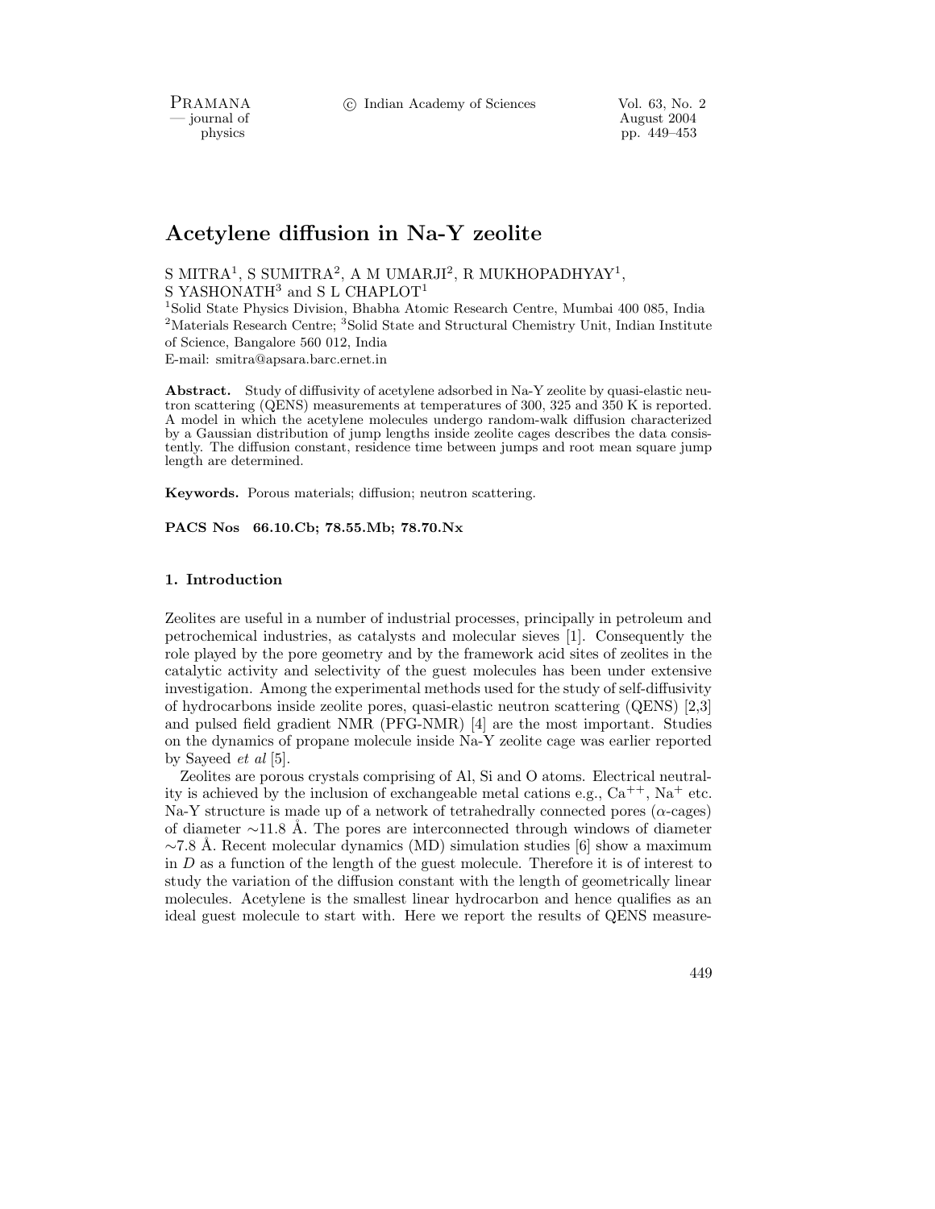# Acetylene diffusion in Na-Y zeolite

S MITRA[1], S SUMITRA[2], A M UMARJI[2], R MUKHOPADHYAY[1], S YASHONATH[3] and S L CHAPLOT[1]

[1]Solid State Physics Division, Bhabha Atomic Research Centre, Mumbai 400 085, India
[2]Materials Research Centre; [3]Solid State and Structural Chemistry Unit, Indian Institute of Science, Bangalore 560 012, India
E-mail: smitra@apsara.barc.ernet.in

**Abstract.** Study of diffusivity of acetylene adsorbed in Na-Y zeolite by quasi-elastic neutron scattering (QENS) measurements at temperatures of 300, 325 and 350 K is reported. A model in which the acetylene molecules undergo random-walk diffusion characterized by a Gaussian distribution of jump lengths inside zeolite cages describes the data consistently. The diffusion constant, residence time between jumps and root mean square jump length are determined.

**Keywords.** Porous materials; diffusion; neutron scattering.

**PACS Nos 66.10.Cb; 78.55.Mb; 78.70.Nx**

## 1. Introduction

Zeolites are useful in a number of industrial processes, principally in petroleum and petrochemical industries, as catalysts and molecular sieves [1]. Consequently the role played by the pore geometry and by the framework acid sites of zeolites in the catalytic activity and selectivity of the guest molecules has been under extensive investigation. Among the experimental methods used for the study of self-diffusivity of hydrocarbons inside zeolite pores, quasi-elastic neutron scattering (QENS) [2,3] and pulsed field gradient NMR (PFG-NMR) [4] are the most important. Studies on the dynamics of propane molecule inside Na-Y zeolite cage was earlier reported by Sayeed *et al* [5].

Zeolites are porous crystals comprising of Al, Si and O atoms. Electrical neutrality is achieved by the inclusion of exchangeable metal cations e.g., $Ca^{++}$, $Na^{+}$ etc. Na-Y structure is made up of a network of tetrahedrally connected pores ($\alpha$-cages) of diameter $\sim$11.8 Å. The pores are interconnected through windows of diameter $\sim$7.8 Å. Recent molecular dynamics (MD) simulation studies [6] show a maximum in $D$ as a function of the length of the guest molecule. Therefore it is of interest to study the variation of the diffusion constant with the length of geometrically linear molecules. Acetylene is the smallest linear hydrocarbon and hence qualifies as an ideal guest molecule to start with. Here we report the results of QENS measure-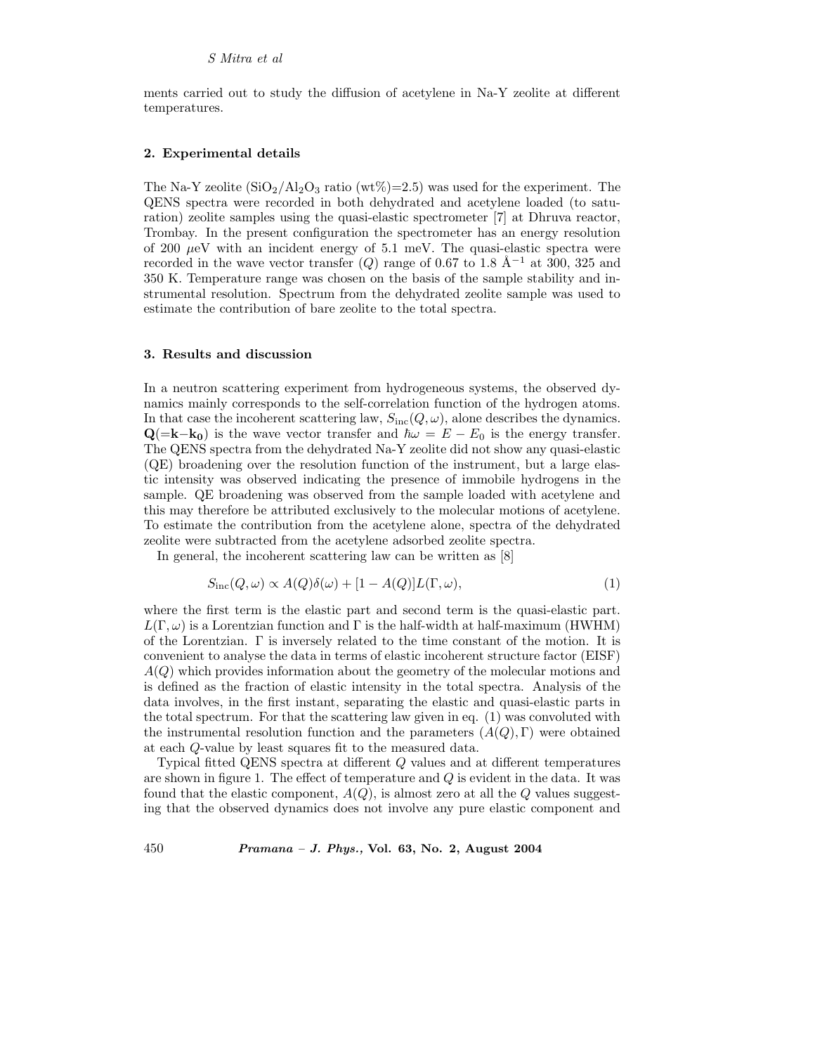ments carried out to study the diffusion of acetylene in Na-Y zeolite at different temperatures.

## 2. Experimental details

The Na-Y zeolite ($SiO_2/Al_2O_3$ ratio (wt%)=2.5) was used for the experiment. The QENS spectra were recorded in both dehydrated and acetylene loaded (to saturation) zeolite samples using the quasi-elastic spectrometer [7] at Dhruva reactor, Trombay. In the present configuration the spectrometer has an energy resolution of 200 $\mu$eV with an incident energy of 5.1 meV. The quasi-elastic spectra were recorded in the wave vector transfer ($Q$) range of 0.67 to 1.8 Å$^{-1}$ at 300, 325 and 350 K. Temperature range was chosen on the basis of the sample stability and instrumental resolution. Spectrum from the dehydrated zeolite sample was used to estimate the contribution of bare zeolite to the total spectra.

## 3. Results and discussion

In a neutron scattering experiment from hydrogeneous systems, the observed dynamics mainly corresponds to the self-correlation function of the hydrogen atoms. In that case the incoherent scattering law, $S_{\rm inc}(Q,\omega)$, alone describes the dynamics. $\mathbf{Q}(=\mathbf{k}-\mathbf{k_0})$ is the wave vector transfer and $\hbar\omega = E - E_0$ is the energy transfer. The QENS spectra from the dehydrated Na-Y zeolite did not show any quasi-elastic (QE) broadening over the resolution function of the instrument, but a large elastic intensity was observed indicating the presence of immobile hydrogens in the sample. QE broadening was observed from the sample loaded with acetylene and this may therefore be attributed exclusively to the molecular motions of acetylene. To estimate the contribution from the acetylene alone, spectra of the dehydrated zeolite were subtracted from the acetylene adsorbed zeolite spectra.

In general, the incoherent scattering law can be written as [8]

$$S_{\rm inc}(Q,\omega) \propto A(Q)\delta(\omega) + [1 - A(Q)]L(\Gamma,\omega), \tag{1}$$

where the first term is the elastic part and second term is the quasi-elastic part. $L(\Gamma,\omega)$ is a Lorentzian function and $\Gamma$ is the half-width at half-maximum (HWHM) of the Lorentzian. $\Gamma$ is inversely related to the time constant of the motion. It is convenient to analyse the data in terms of elastic incoherent structure factor (EISF) $A(Q)$ which provides information about the geometry of the molecular motions and is defined as the fraction of elastic intensity in the total spectra. Analysis of the data involves, in the first instant, separating the elastic and quasi-elastic parts in the total spectrum. For that the scattering law given in eq. (1) was convoluted with the instrumental resolution function and the parameters $(A(Q),\Gamma)$ were obtained at each $Q$-value by least squares fit to the measured data.

Typical fitted QENS spectra at different $Q$ values and at different temperatures are shown in figure 1. The effect of temperature and $Q$ is evident in the data. It was found that the elastic component, $A(Q)$, is almost zero at all the $Q$ values suggesting that the observed dynamics does not involve any pure elastic component and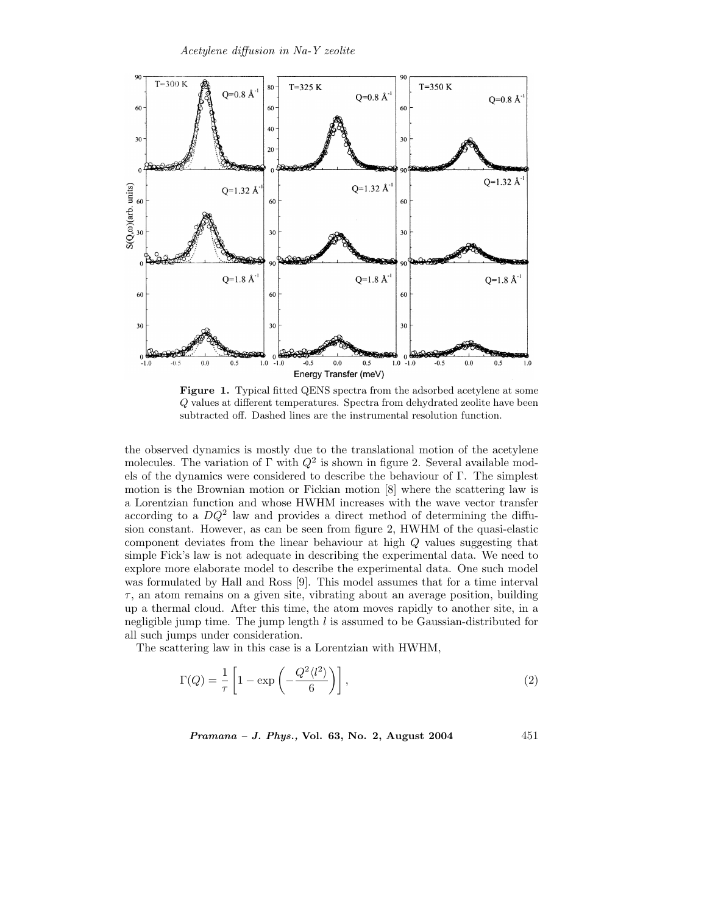**Figure 1.** Typical fitted QENS spectra from the adsorbed acetylene at some $Q$ values at different temperatures. Spectra from dehydrated zeolite have been subtracted off. Dashed lines are the instrumental resolution function.

the observed dynamics is mostly due to the translational motion of the acetylene molecules. The variation of $\Gamma$ with $Q^2$ is shown in figure 2. Several available models of the dynamics were considered to describe the behaviour of $\Gamma$. The simplest motion is the Brownian motion or Fickian motion [8] where the scattering law is a Lorentzian function and whose HWHM increases with the wave vector transfer according to a $DQ^2$ law and provides a direct method of determining the diffusion constant. However, as can be seen from figure 2, HWHM of the quasi-elastic component deviates from the linear behaviour at high $Q$ values suggesting that simple Fick's law is not adequate in describing the experimental data. We need to explore more elaborate model to describe the experimental data. One such model was formulated by Hall and Ross [9]. This model assumes that for a time interval $\tau$, an atom remains on a given site, vibrating about an average position, building up a thermal cloud. After this time, the atom moves rapidly to another site, in a negligible jump time. The jump length $l$ is assumed to be Gaussian-distributed for all such jumps under consideration.

The scattering law in this case is a Lorentzian with HWHM,

$$\Gamma(Q) = \frac{1}{\tau}\left[1 - \exp\left(-\frac{Q^2\langle l^2\rangle}{6}\right)\right], \tag{2}$$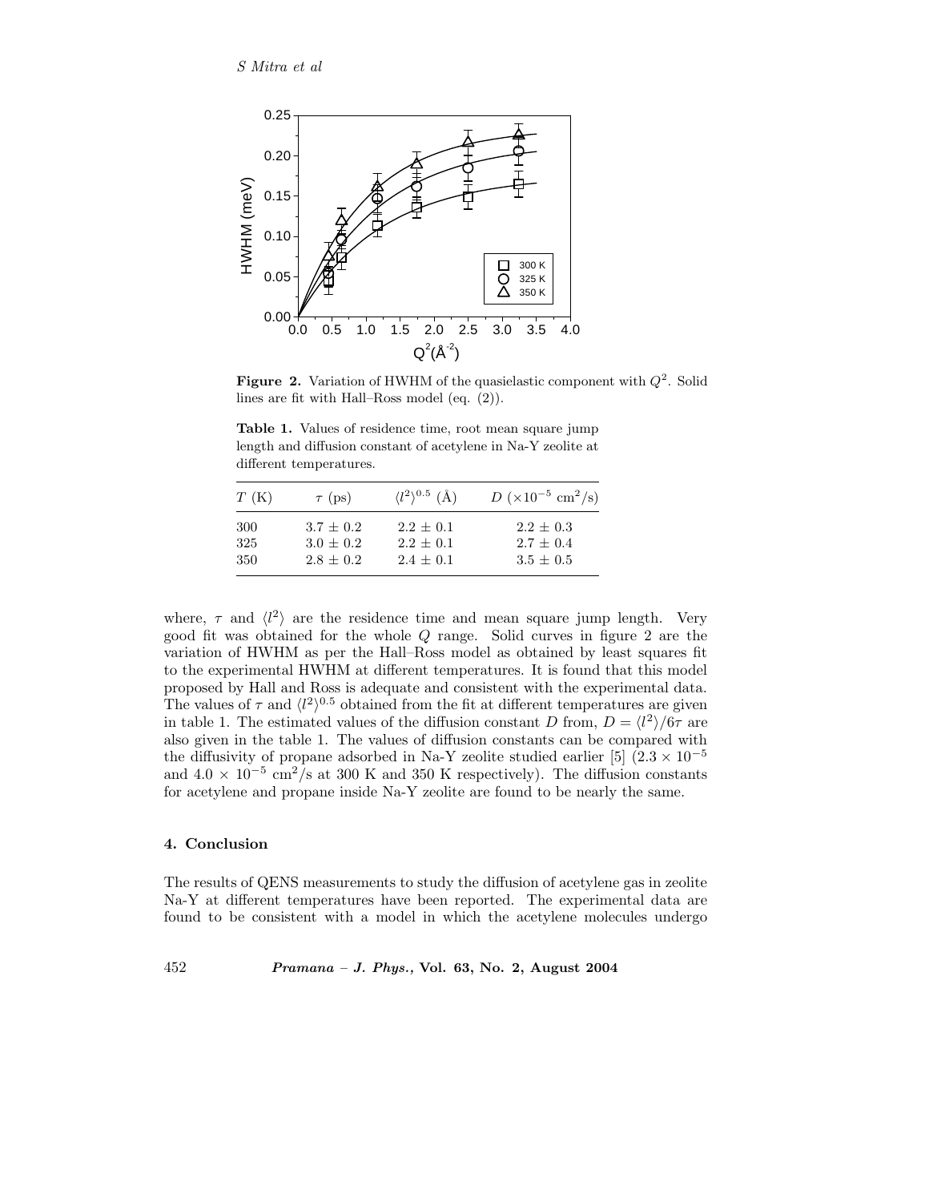**Figure 2.** Variation of HWHM of the quasielastic component with $Q^2$. Solid lines are fit with Hall–Ross model (eq. (2)).

**Table 1.** Values of residence time, root mean square jump length and diffusion constant of acetylene in Na-Y zeolite at different temperatures.

| $T$ (K) | $\tau$ (ps) | $\langle l^2 \rangle^{0.5}$ (Å) | $D$ ($\times 10^{-5}$ cm$^2$/s) |
|---|---|---|---|
| 300 | $3.7 \pm 0.2$ | $2.2 \pm 0.1$ | $2.2 \pm 0.3$ |
| 325 | $3.0 \pm 0.2$ | $2.2 \pm 0.1$ | $2.7 \pm 0.4$ |
| 350 | $2.8 \pm 0.2$ | $2.4 \pm 0.1$ | $3.5 \pm 0.5$ |

where, $\tau$ and $\langle l^2 \rangle$ are the residence time and mean square jump length. Very good fit was obtained for the whole $Q$ range. Solid curves in figure 2 are the variation of HWHM as per the Hall–Ross model as obtained by least squares fit to the experimental HWHM at different temperatures. It is found that this model proposed by Hall and Ross is adequate and consistent with the experimental data. The values of $\tau$ and $\langle l^2 \rangle^{0.5}$ obtained from the fit at different temperatures are given in table 1. The estimated values of the diffusion constant $D$ from, $D = \langle l^2 \rangle / 6\tau$ are also given in the table 1. The values of diffusion constants can be compared with the diffusivity of propane adsorbed in Na-Y zeolite studied earlier [5] ($2.3 \times 10^{-5}$ and $4.0 \times 10^{-5}$ cm$^2$/s at 300 K and 350 K respectively). The diffusion constants for acetylene and propane inside Na-Y zeolite are found to be nearly the same.

## 4. Conclusion

The results of QENS measurements to study the diffusion of acetylene gas in zeolite Na-Y at different temperatures have been reported. The experimental data are found to be consistent with a model in which the acetylene molecules undergo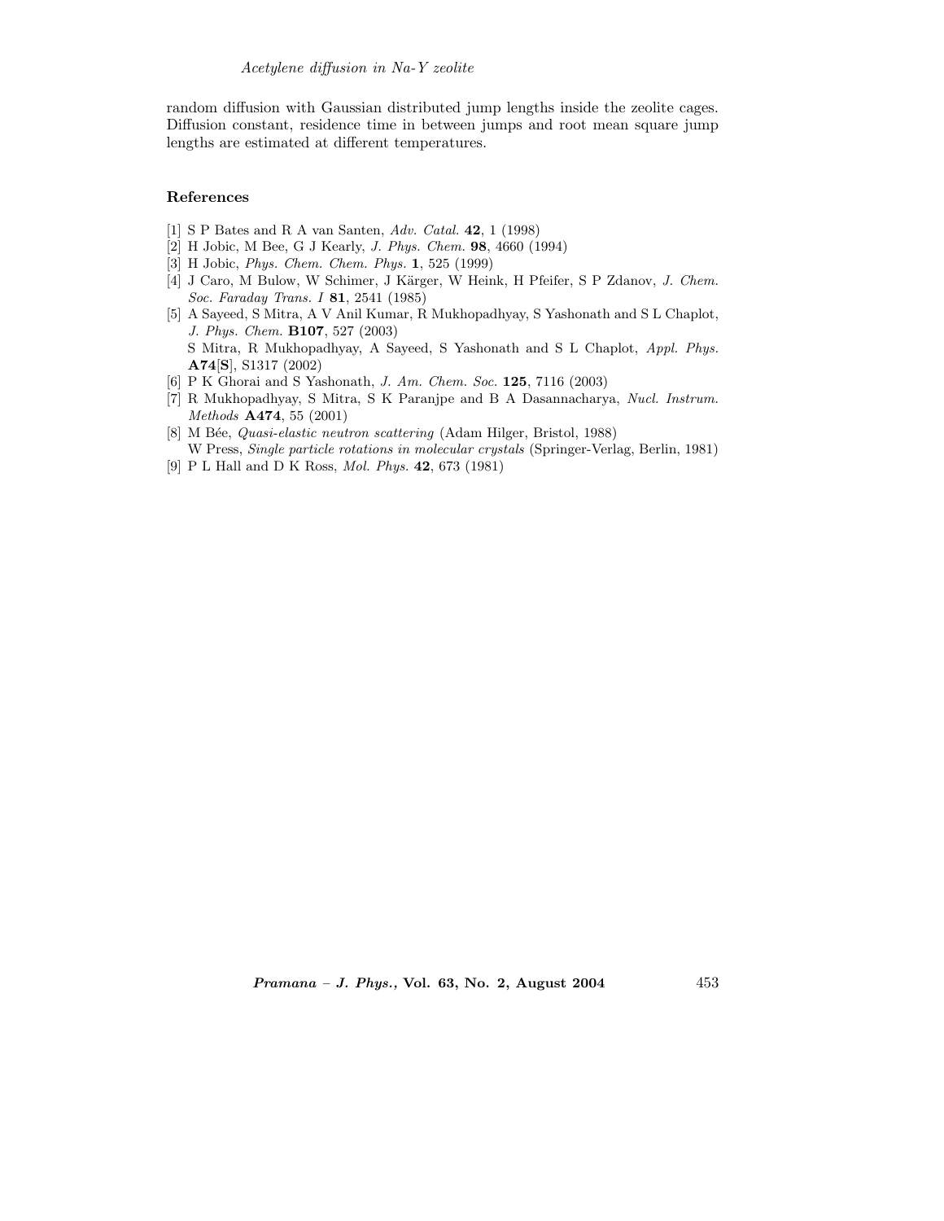random diffusion with Gaussian distributed jump lengths inside the zeolite cages. Diffusion constant, residence time in between jumps and root mean square jump lengths are estimated at different temperatures.

### References

[1] S P Bates and R A van Santen, *Adv. Catal.* **42**, 1 (1998)

[2] H Jobic, M Bee, G J Kearly, *J. Phys. Chem.* **98**, 4660 (1994)

[3] H Jobic, *Phys. Chem. Chem. Phys.* **1**, 525 (1999)

[4] J Caro, M Bulow, W Schimer, J Kärger, W Heink, H Pfeifer, S P Zdanov, *J. Chem. Soc. Faraday Trans. I* **81**, 2541 (1985)

[5] A Sayeed, S Mitra, A V Anil Kumar, R Mukhopadhyay, S Yashonath and S L Chaplot, *J. Phys. Chem.* **B107**, 527 (2003)
S Mitra, R Mukhopadhyay, A Sayeed, S Yashonath and S L Chaplot, *Appl. Phys.* **A74**[**S**], S1317 (2002)

[6] P K Ghorai and S Yashonath, *J. Am. Chem. Soc.* **125**, 7116 (2003)

[7] R Mukhopadhyay, S Mitra, S K Paranjpe and B A Dasannacharya, *Nucl. Instrum. Methods* **A474**, 55 (2001)

[8] M Bée, *Quasi-elastic neutron scattering* (Adam Hilger, Bristol, 1988)
W Press, *Single particle rotations in molecular crystals* (Springer-Verlag, Berlin, 1981)

[9] P L Hall and D K Ross, *Mol. Phys.* **42**, 673 (1981)